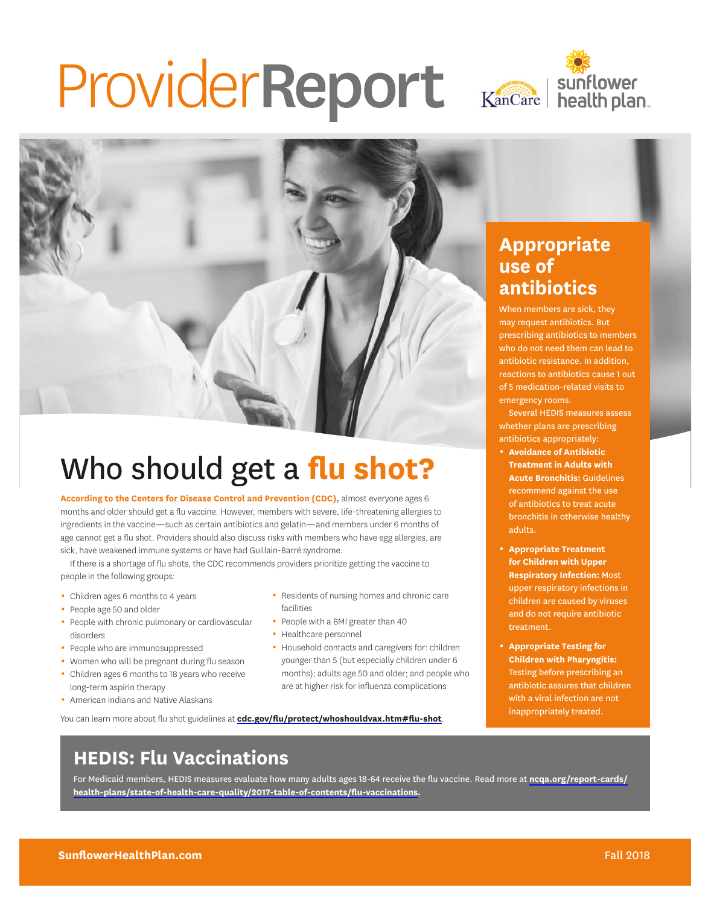# ProviderReport

## Who should get a **flu shot?**

**According to the Centers for Disease Control and Prevention (CDC),** almost everyone ages 6 months and older should get a flu vaccine. However, members with severe, life-threatening allergies to ingredients in the vaccine—such as certain antibiotics and gelatin—and members under 6 months of age cannot get a flu shot. Providers should also discuss risks with members who have egg allergies, are sick, have weakened immune systems or have had Guillain-Barré syndrome.

If there is a shortage of flu shots, the CDC recommends providers prioritize getting the vaccine to people in the following groups:

- Children ages 6 months to 4 years
- People age 50 and older
- People with chronic pulmonary or cardiovascular disorders
- People who are immunosuppressed
- Women who will be pregnant during flu season
- Children ages 6 months to 18 years who receive long-term aspirin therapy
- American Indians and Native Alaskans
- Residents of nursing homes and chronic care facilities
- People with a BMI greater than 40
- Healthcare personnel
- Household contacts and caregivers for: children younger than 5 (but especially children under 6 months); adults age 50 and older; and people who are at higher risk for influenza complications

You can learn more about flu shot guidelines at **cdc.gov/flu/protect/whoshouldvax.htm#flu-shot**.

## Appropriate use of antibiotics

When members are sick, they may request antibiotics. But prescribing antibiotics to members who do not need them can lead to antibiotic resistance. In addition, reactions to antibiotics cause 1 out of 5 medication-related visits to emergency rooms.

Several HEDIS measures assess whether plans are prescribing antibiotics appropriately:

- **Avoidance of Antibiotic Treatment in Adults with Acute Bronchitis:** Guidelines recommend against the use of antibiotics to treat acute bronchitis in otherwise healthy adults.
- **Appropriate Treatment for Children with Upper Respiratory Infection:** Most upper respiratory infections in children are caused by viruses and do not require antibiotic treatment.
- **Appropriate Testing for Children with Pharyngitis:** Testing before prescribing an antibiotic assures that children with a viral infection are not inappropriately treated.

## HEDIS: Flu Vaccinations

For Medicaid members, HEDIS measures evaluate how many adults ages 18-64 receive the flu vaccine. Read more at **ncqa.org/report-cards/health-plans/state-of-health-care-quality/2017-table-of-contents/flu-vaccinations.**

**SunflowerHealthPlan.com** Fall 2018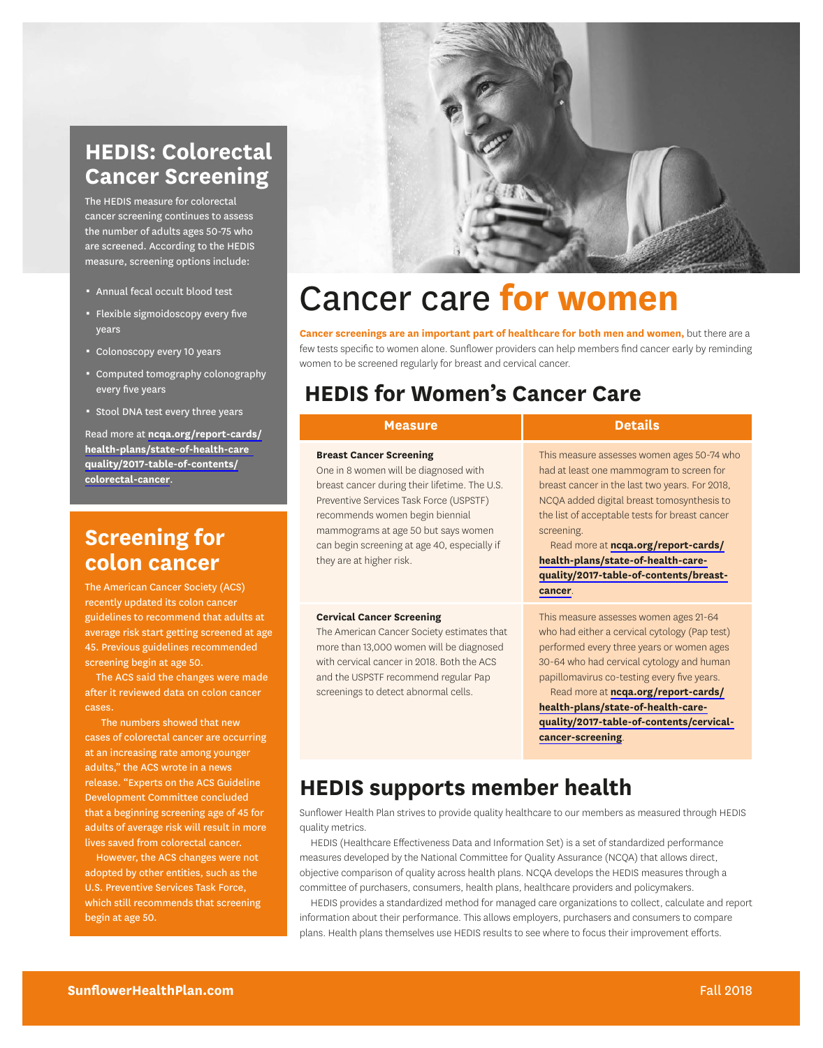## HEDIS: Colorectal Cancer Screening

The HEDIS measure for colorectal cancer screening continues to assess the number of adults ages 50-75 who are screened. According to the HEDIS measure, screening options include:

- Annual fecal occult blood test
- Flexible sigmoidoscopy every five years
- Colonoscopy every 10 years
- Computed tomography colonography every five years
- Stool DNA test every three years

Read more at **ncqa.org/report-cards/health-plans/state-of-health-care quality/2017-table-of-contents/colorectal-cancer**.

## Screening for colon cancer

The American Cancer Society (ACS) recently updated its colon cancer guidelines to recommend that adults at average risk start getting screened at age 45. Previous guidelines recommended screening begin at age 50.

The ACS said the changes were made after it reviewed data on colon cancer cases.

"The numbers showed that new cases of colorectal cancer are occurring at an increasing rate among younger adults," the ACS wrote in a news release. "Experts on the ACS Guideline Development Committee concluded that a beginning screening age of 45 for adults of average risk will result in more lives saved from colorectal cancer.

However, the ACS changes were not adopted by other entities, such as the U.S. Preventive Services Task Force, which still recommends that screening begin at age 50.

# Cancer care **for women**

**Cancer screenings are an important part of healthcare for both men and women,** but there are a few tests specific to women alone. Sunflower providers can help members find cancer early by reminding women to be screened regularly for breast and cervical cancer.

## HEDIS for Women's Cancer Care

| Measure | Details |
| --- | --- |
| **Breast Cancer Screening** One in 8 women will be diagnosed with breast cancer during their lifetime. The U.S. Preventive Services Task Force (USPSTF) recommends women begin biennial mammograms at age 50 but says women can begin screening at age 40, especially if they are at higher risk. | This measure assesses women ages 50-74 who had at least one mammogram to screen for breast cancer in the last two years. For 2018, NCQA added digital breast tomosynthesis to the list of acceptable tests for breast cancer screening. Read more at **ncqa.org/report-cards/health-plans/state-of-health-care-quality/2017-table-of-contents/breast-cancer**. |
| **Cervical Cancer Screening** The American Cancer Society estimates that more than 13,000 women will be diagnosed with cervical cancer in 2018. Both the ACS and the USPSTF recommend regular Pap screenings to detect abnormal cells. | This measure assesses women ages 21-64 who had either a cervical cytology (Pap test) performed every three years or women ages 30-64 who had cervical cytology and human papillomavirus co-testing every five years. Read more at **ncqa.org/report-cards/health-plans/state-of-health-care-quality/2017-table-of-contents/cervical-cancer-screening**. |

## HEDIS supports member health

Sunflower Health Plan strives to provide quality healthcare to our members as measured through HEDIS quality metrics.

HEDIS (Healthcare Effectiveness Data and Information Set) is a set of standardized performance measures developed by the National Committee for Quality Assurance (NCQA) that allows direct, objective comparison of quality across health plans. NCQA develops the HEDIS measures through a committee of purchasers, consumers, health plans, healthcare providers and policymakers.

HEDIS provides a standardized method for managed care organizations to collect, calculate and report information about their performance. This allows employers, purchasers and consumers to compare plans. Health plans themselves use HEDIS results to see where to focus their improvement efforts.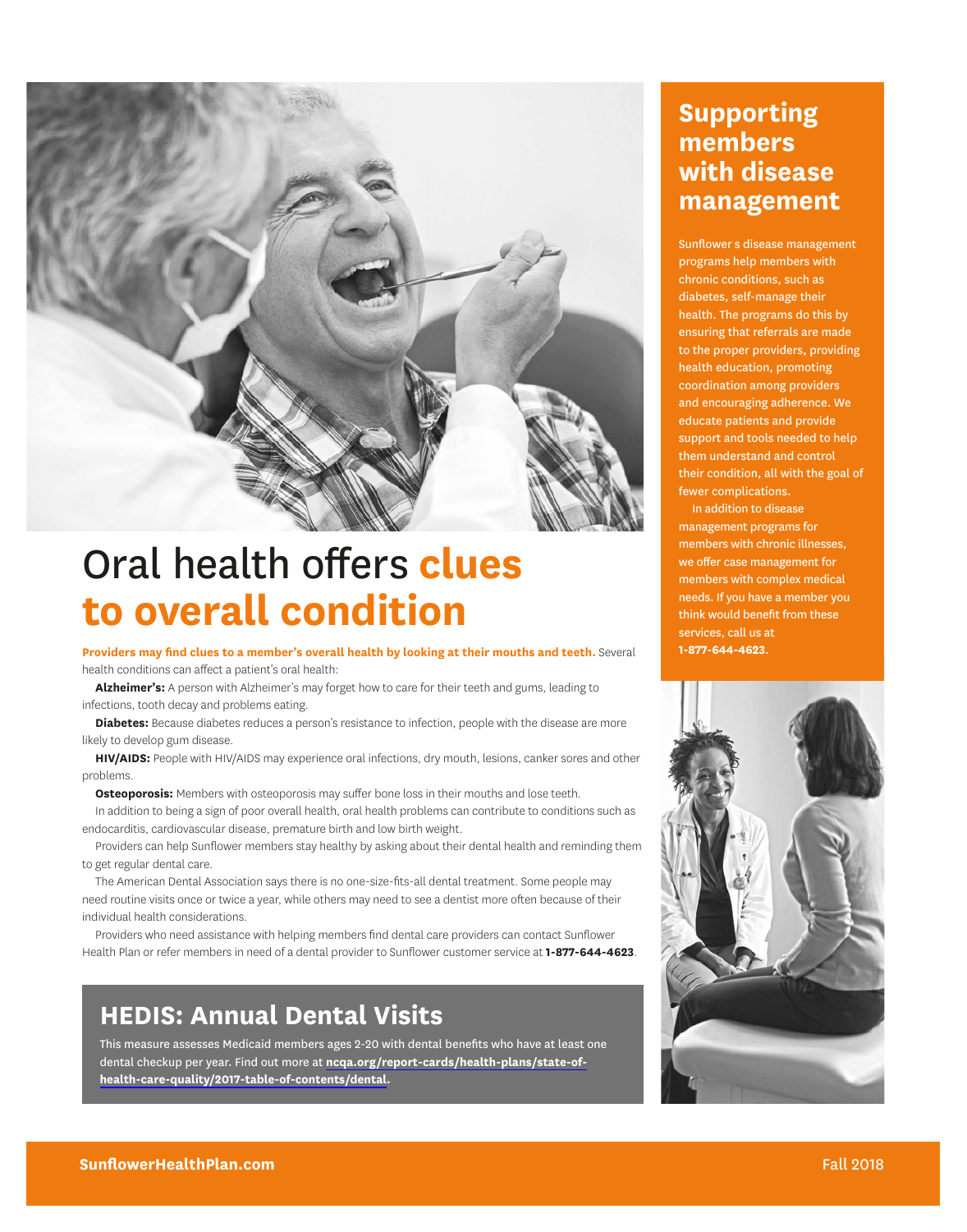# Oral health offers **clues to overall condition**

**Providers may find clues to a member's overall health by looking at their mouths and teeth.** Several health conditions can affect a patient's oral health:

**Alzheimer's:** A person with Alzheimer's may forget how to care for their teeth and gums, leading to infections, tooth decay and problems eating.

**Diabetes:** Because diabetes reduces a person's resistance to infection, people with the disease are more likely to develop gum disease.

**HIV/AIDS:** People with HIV/AIDS may experience oral infections, dry mouth, lesions, canker sores and other problems.

**Osteoporosis:** Members with osteoporosis may suffer bone loss in their mouths and lose teeth.

In addition to being a sign of poor overall health, oral health problems can contribute to conditions such as endocarditis, cardiovascular disease, premature birth and low birth weight.

Providers can help Sunflower members stay healthy by asking about their dental health and reminding them to get regular dental care.

The American Dental Association says there is no one-size-fits-all dental treatment. Some people may need routine visits once or twice a year, while others may need to see a dentist more often because of their individual health considerations.

Providers who need assistance with helping members find dental care providers can contact Sunflower Health Plan or refer members in need of a dental provider to Sunflower customer service at **1-877-644-4623**.

## HEDIS: Annual Dental Visits

This measure assesses Medicaid members ages 2-20 with dental benefits who have at least one dental checkup per year. Find out more at **ncqa.org/report-cards/health-plans/state-of-health-care-quality/2017-table-of-contents/dental.**

## Supporting members with disease management

Sunflower s disease management programs help members with chronic conditions, such as diabetes, self-manage their health. The programs do this by ensuring that referrals are made to the proper providers, providing health education, promoting coordination among providers and encouraging adherence. We educate patients and provide support and tools needed to help them understand and control their condition, all with the goal of fewer complications.

In addition to disease management programs for members with chronic illnesses, we offer case management for members with complex medical needs. If you have a member you think would benefit from these services, call us at **1-877-644-4623**.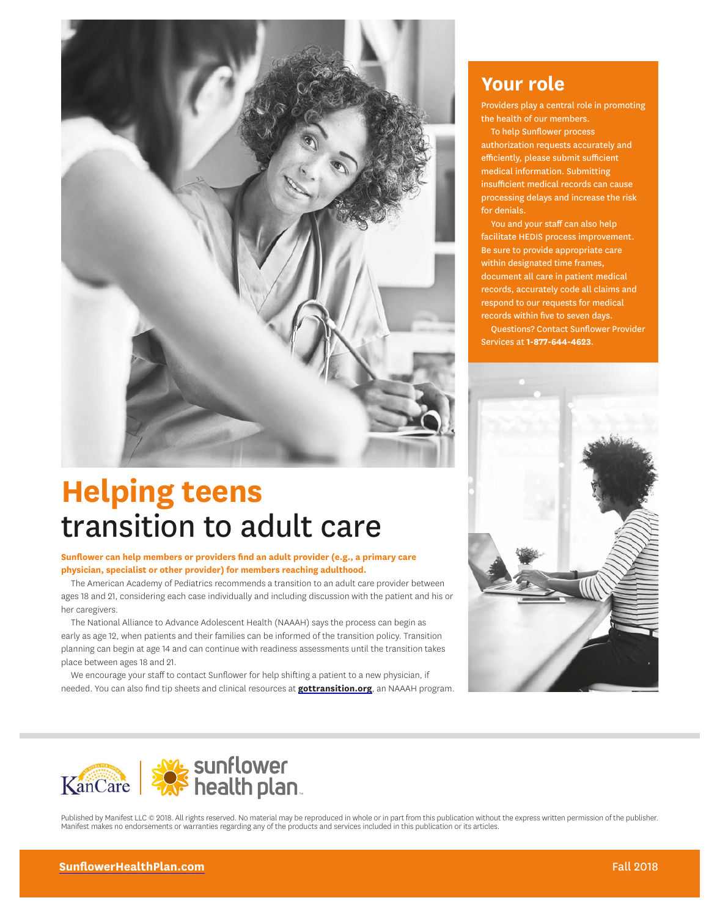# Helping teens transition to adult care

**Sunflower can help members or providers find an adult provider (e.g., a primary care physician, specialist or other provider) for members reaching adulthood.**

The American Academy of Pediatrics recommends a transition to an adult care provider between ages 18 and 21, considering each case individually and including discussion with the patient and his or her caregivers.

The National Alliance to Advance Adolescent Health (NAAAH) says the process can begin as early as age 12, when patients and their families can be informed of the transition policy. Transition planning can begin at age 14 and can continue with readiness assessments until the transition takes place between ages 18 and 21.

We encourage your staff to contact Sunflower for help shifting a patient to a new physician, if needed. You can also find tip sheets and clinical resources at **gottransition.org**, an NAAAH program.

## Your role

Providers play a central role in promoting the health of our members.

To help Sunflower process authorization requests accurately and efficiently, please submit sufficient medical information. Submitting insufficient medical records can cause processing delays and increase the risk for denials.

You and your staff can also help facilitate HEDIS process improvement. Be sure to provide appropriate care within designated time frames, document all care in patient medical records, accurately code all claims and respond to our requests for medical records within five to seven days.

Questions? Contact Sunflower Provider Services at **1-877-644-4623**.

KanCare | sunflower health plan

Published by Manifest LLC © 2018. All rights reserved. No material may be reproduced in whole or in part from this publication without the express written permission of the publisher. Manifest makes no endorsements or warranties regarding any of the products and services included in this publication or its articles.

**SunflowerHealthPlan.com** Fall 2018